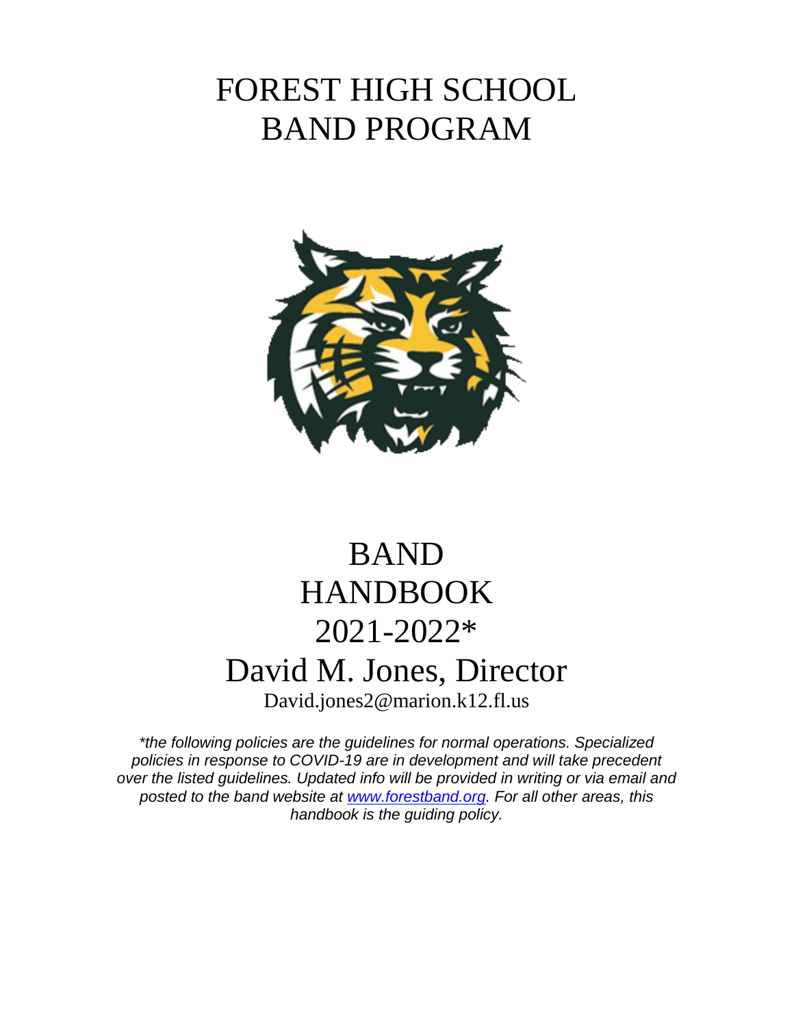# FOREST HIGH SCHOOL
# BAND PROGRAM

# BAND
# HANDBOOK
# 2021-2022*

## David M. Jones, Director

David.jones2@marion.k12.fl.us

*\*the following policies are the guidelines for normal operations. Specialized policies in response to COVID-19 are in development and will take precedent over the listed guidelines. Updated info will be provided in writing or via email and posted to the band website at [www.forestband.org](http://www.forestband.org). For all other areas, this handbook is the guiding policy.*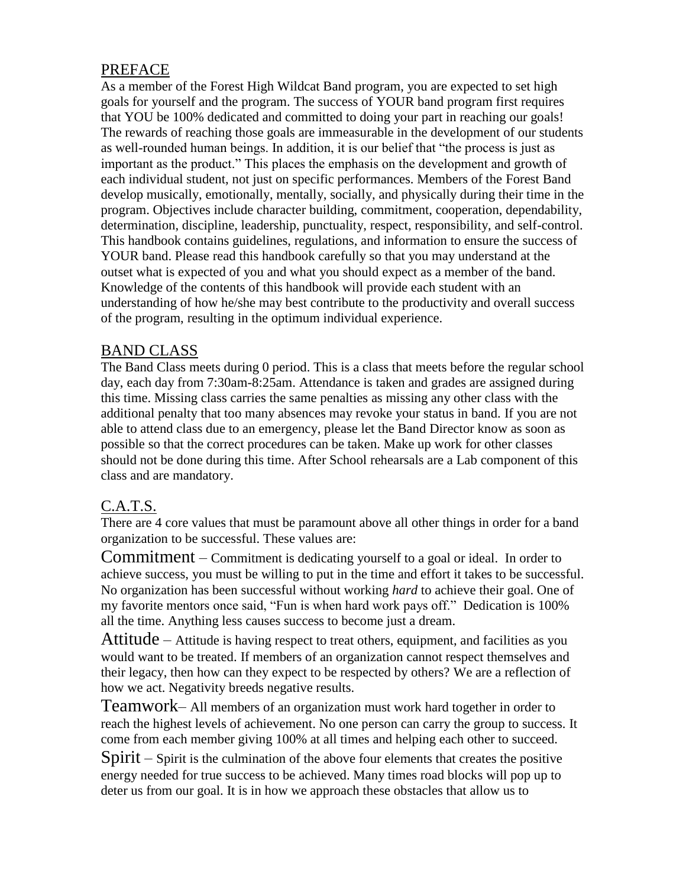## PREFACE

As a member of the Forest High Wildcat Band program, you are expected to set high goals for yourself and the program. The success of YOUR band program first requires that YOU be 100% dedicated and committed to doing your part in reaching our goals! The rewards of reaching those goals are immeasurable in the development of our students as well-rounded human beings. In addition, it is our belief that "the process is just as important as the product." This places the emphasis on the development and growth of each individual student, not just on specific performances. Members of the Forest Band develop musically, emotionally, mentally, socially, and physically during their time in the program. Objectives include character building, commitment, cooperation, dependability, determination, discipline, leadership, punctuality, respect, responsibility, and self-control. This handbook contains guidelines, regulations, and information to ensure the success of YOUR band. Please read this handbook carefully so that you may understand at the outset what is expected of you and what you should expect as a member of the band. Knowledge of the contents of this handbook will provide each student with an understanding of how he/she may best contribute to the productivity and overall success of the program, resulting in the optimum individual experience.

## BAND CLASS

The Band Class meets during 0 period. This is a class that meets before the regular school day, each day from 7:30am-8:25am. Attendance is taken and grades are assigned during this time. Missing class carries the same penalties as missing any other class with the additional penalty that too many absences may revoke your status in band. If you are not able to attend class due to an emergency, please let the Band Director know as soon as possible so that the correct procedures can be taken. Make up work for other classes should not be done during this time. After School rehearsals are a Lab component of this class and are mandatory.

## C.A.T.S.

There are 4 core values that must be paramount above all other things in order for a band organization to be successful. These values are:

**Commitment** – Commitment is dedicating yourself to a goal or ideal. In order to achieve success, you must be willing to put in the time and effort it takes to be successful. No organization has been successful without working *hard* to achieve their goal. One of my favorite mentors once said, "Fun is when hard work pays off." Dedication is 100% all the time. Anything less causes success to become just a dream.

**Attitude** – Attitude is having respect to treat others, equipment, and facilities as you would want to be treated. If members of an organization cannot respect themselves and their legacy, then how can they expect to be respected by others? We are a reflection of how we act. Negativity breeds negative results.

**Teamwork**– All members of an organization must work hard together in order to reach the highest levels of achievement. No one person can carry the group to success. It come from each member giving 100% at all times and helping each other to succeed.

**Spirit** – Spirit is the culmination of the above four elements that creates the positive energy needed for true success to be achieved. Many times road blocks will pop up to deter us from our goal. It is in how we approach these obstacles that allow us to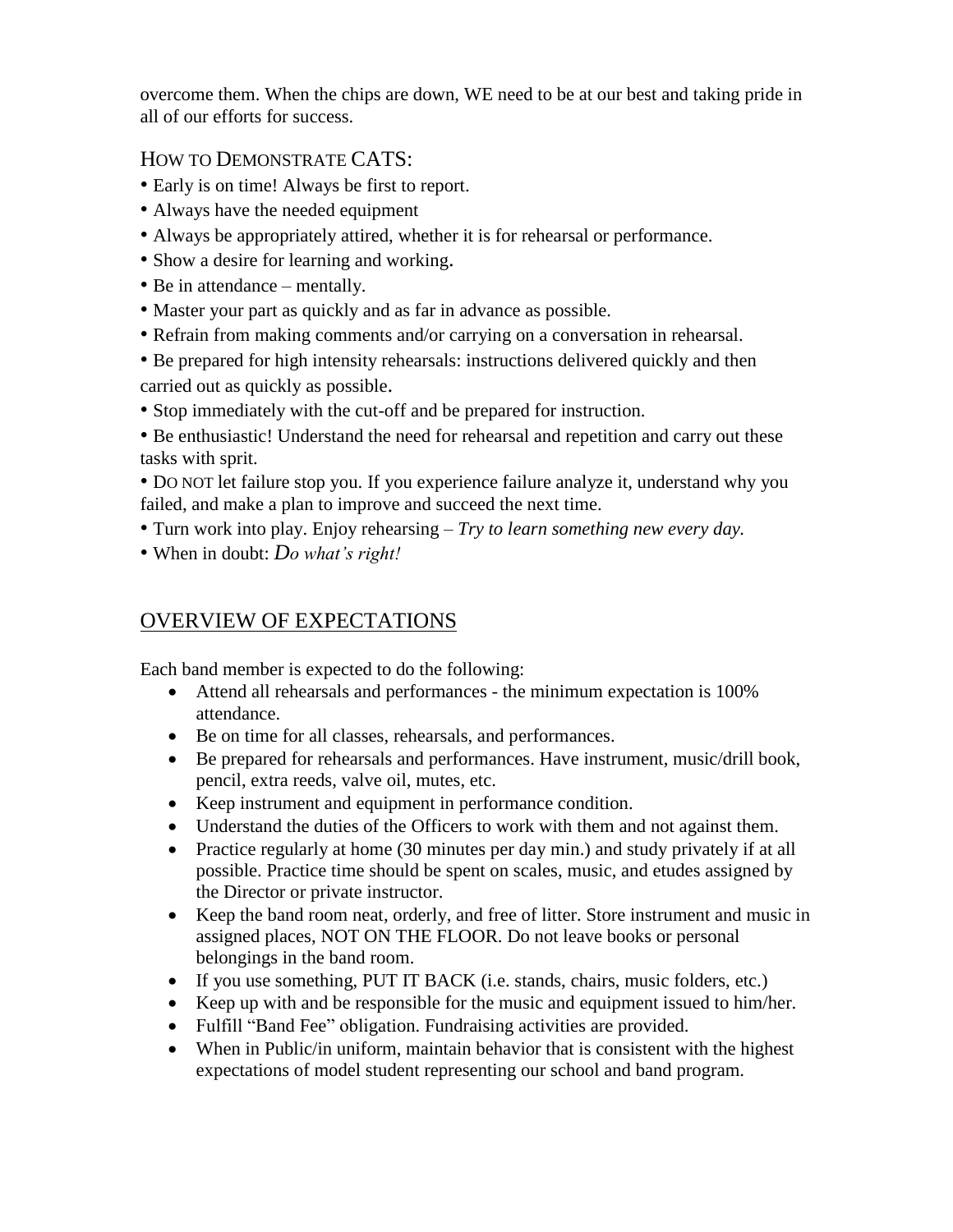overcome them. When the chips are down, WE need to be at our best and taking pride in all of our efforts for success.

### HOW TO DEMONSTRATE CATS:

- Early is on time! Always be first to report.
- Always have the needed equipment
- Always be appropriately attired, whether it is for rehearsal or performance.
- Show a desire for learning and working.
- Be in attendance – mentally.
- Master your part as quickly and as far in advance as possible.
- Refrain from making comments and/or carrying on a conversation in rehearsal.
- Be prepared for high intensity rehearsals: instructions delivered quickly and then carried out as quickly as possible.
- Stop immediately with the cut-off and be prepared for instruction.
- Be enthusiastic! Understand the need for rehearsal and repetition and carry out these tasks with sprit.
- DO NOT let failure stop you. If you experience failure analyze it, understand why you failed, and make a plan to improve and succeed the next time.
- Turn work into play. Enjoy rehearsing – *Try to learn something new every day.*
- When in doubt: *Do what's right!*

## OVERVIEW OF EXPECTATIONS

Each band member is expected to do the following:

- Attend all rehearsals and performances - the minimum expectation is 100% attendance.
- Be on time for all classes, rehearsals, and performances.
- Be prepared for rehearsals and performances. Have instrument, music/drill book, pencil, extra reeds, valve oil, mutes, etc.
- Keep instrument and equipment in performance condition.
- Understand the duties of the Officers to work with them and not against them.
- Practice regularly at home (30 minutes per day min.) and study privately if at all possible. Practice time should be spent on scales, music, and etudes assigned by the Director or private instructor.
- Keep the band room neat, orderly, and free of litter. Store instrument and music in assigned places, NOT ON THE FLOOR. Do not leave books or personal belongings in the band room.
- If you use something, PUT IT BACK (i.e. stands, chairs, music folders, etc.)
- Keep up with and be responsible for the music and equipment issued to him/her.
- Fulfill "Band Fee" obligation. Fundraising activities are provided.
- When in Public/in uniform, maintain behavior that is consistent with the highest expectations of model student representing our school and band program.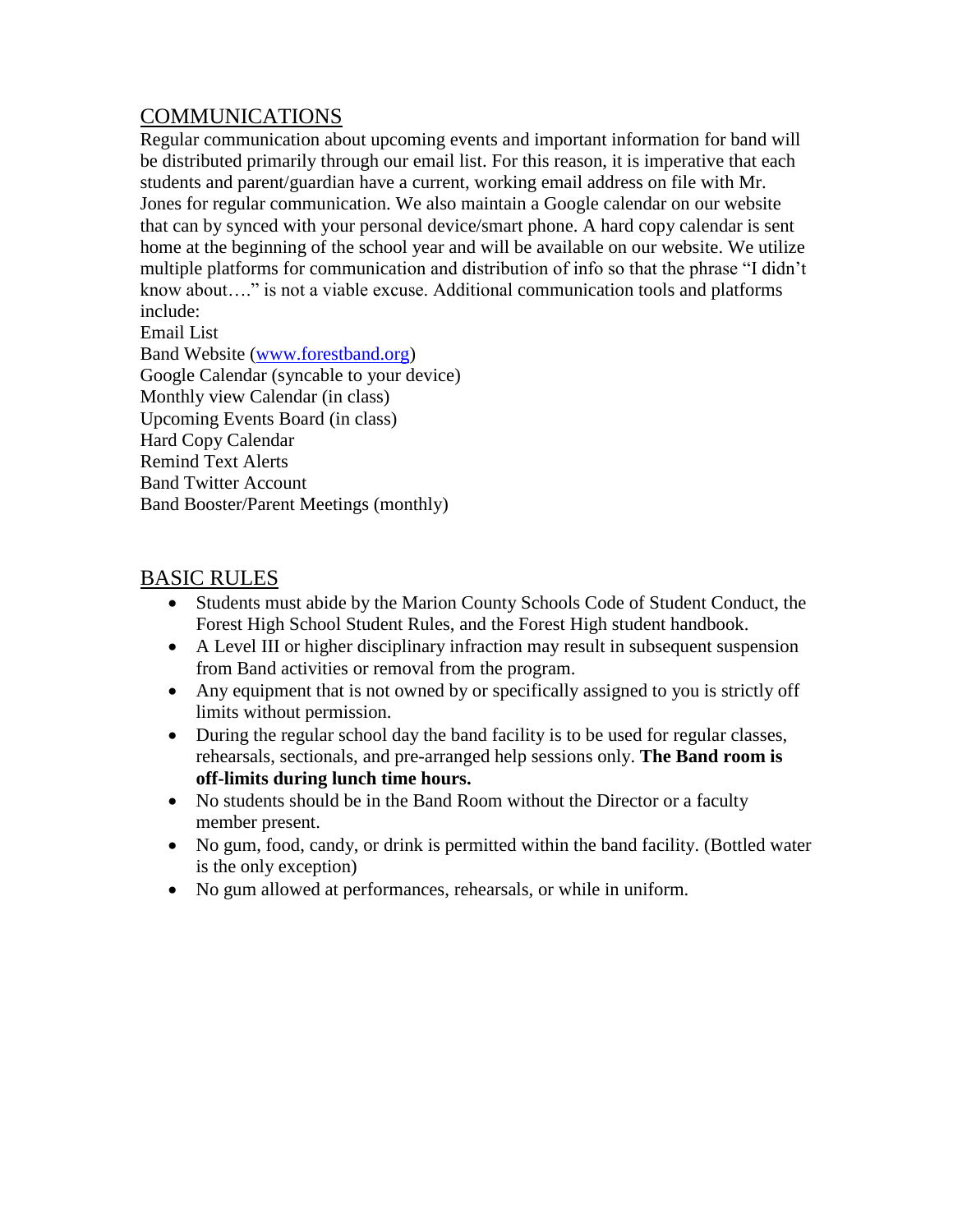## COMMUNICATIONS

Regular communication about upcoming events and important information for band will be distributed primarily through our email list. For this reason, it is imperative that each students and parent/guardian have a current, working email address on file with Mr. Jones for regular communication. We also maintain a Google calendar on our website that can by synced with your personal device/smart phone. A hard copy calendar is sent home at the beginning of the school year and will be available on our website. We utilize multiple platforms for communication and distribution of info so that the phrase "I didn't know about…." is not a viable excuse. Additional communication tools and platforms include:

Email List
Band Website (www.forestband.org)
Google Calendar (syncable to your device)
Monthly view Calendar (in class)
Upcoming Events Board (in class)
Hard Copy Calendar
Remind Text Alerts
Band Twitter Account
Band Booster/Parent Meetings (monthly)

## BASIC RULES

- Students must abide by the Marion County Schools Code of Student Conduct, the Forest High School Student Rules, and the Forest High student handbook.
- A Level III or higher disciplinary infraction may result in subsequent suspension from Band activities or removal from the program.
- Any equipment that is not owned by or specifically assigned to you is strictly off limits without permission.
- During the regular school day the band facility is to be used for regular classes, rehearsals, sectionals, and pre-arranged help sessions only. **The Band room is off-limits during lunch time hours.**
- No students should be in the Band Room without the Director or a faculty member present.
- No gum, food, candy, or drink is permitted within the band facility. (Bottled water is the only exception)
- No gum allowed at performances, rehearsals, or while in uniform.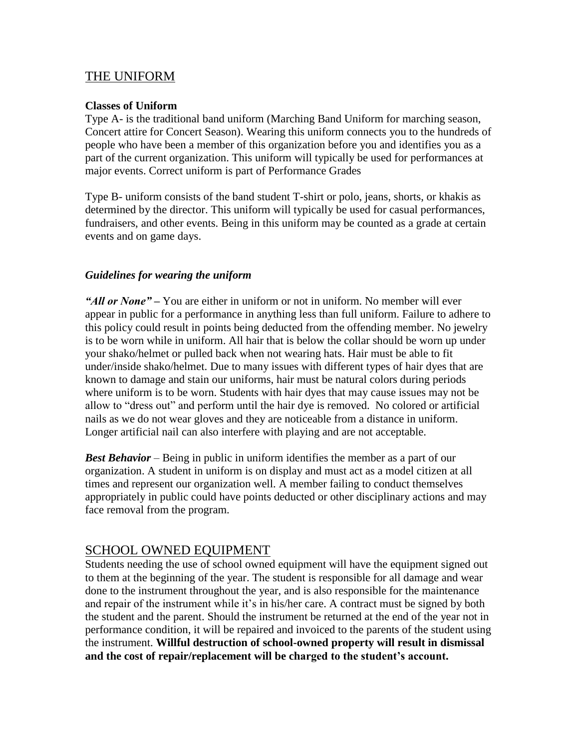## THE UNIFORM

**Classes of Uniform**

Type A- is the traditional band uniform (Marching Band Uniform for marching season, Concert attire for Concert Season). Wearing this uniform connects you to the hundreds of people who have been a member of this organization before you and identifies you as a part of the current organization. This uniform will typically be used for performances at major events. Correct uniform is part of Performance Grades

Type B- uniform consists of the band student T-shirt or polo, jeans, shorts, or khakis as determined by the director. This uniform will typically be used for casual performances, fundraisers, and other events. Being in this uniform may be counted as a grade at certain events and on game days.

***Guidelines for wearing the uniform***

***"All or None"*** **–** You are either in uniform or not in uniform. No member will ever appear in public for a performance in anything less than full uniform. Failure to adhere to this policy could result in points being deducted from the offending member. No jewelry is to be worn while in uniform. All hair that is below the collar should be worn up under your shako/helmet or pulled back when not wearing hats. Hair must be able to fit under/inside shako/helmet. Due to many issues with different types of hair dyes that are known to damage and stain our uniforms, hair must be natural colors during periods where uniform is to be worn. Students with hair dyes that may cause issues may not be allow to "dress out" and perform until the hair dye is removed. No colored or artificial nails as we do not wear gloves and they are noticeable from a distance in uniform. Longer artificial nail can also interfere with playing and are not acceptable.

***Best Behavior*** – Being in public in uniform identifies the member as a part of our organization. A student in uniform is on display and must act as a model citizen at all times and represent our organization well. A member failing to conduct themselves appropriately in public could have points deducted or other disciplinary actions and may face removal from the program.

## SCHOOL OWNED EQUIPMENT

Students needing the use of school owned equipment will have the equipment signed out to them at the beginning of the year. The student is responsible for all damage and wear done to the instrument throughout the year, and is also responsible for the maintenance and repair of the instrument while it's in his/her care. A contract must be signed by both the student and the parent. Should the instrument be returned at the end of the year not in performance condition, it will be repaired and invoiced to the parents of the student using the instrument. **Willful destruction of school-owned property will result in dismissal and the cost of repair/replacement will be charged to the student's account.**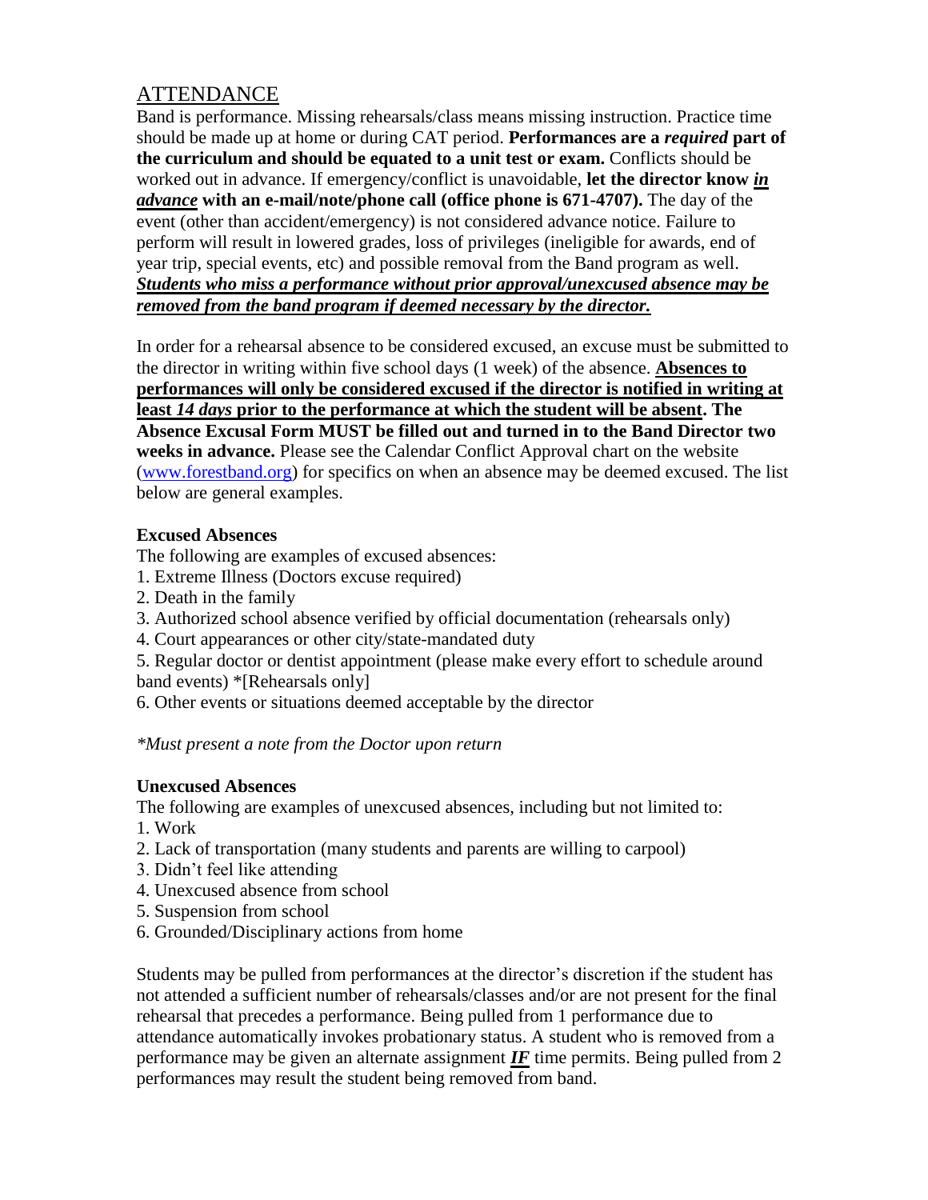## ATTENDANCE

Band is performance. Missing rehearsals/class means missing instruction. Practice time should be made up at home or during CAT period. **Performances are a *required* part of the curriculum and should be equated to a unit test or exam.** Conflicts should be worked out in advance. If emergency/conflict is unavoidable, **let the director know *in advance* with an e-mail/note/phone call (office phone is 671-4707).** The day of the event (other than accident/emergency) is not considered advance notice. Failure to perform will result in lowered grades, loss of privileges (ineligible for awards, end of year trip, special events, etc) and possible removal from the Band program as well. ***Students who miss a performance without prior approval/unexcused absence may be removed from the band program if deemed necessary by the director.***

In order for a rehearsal absence to be considered excused, an excuse must be submitted to the director in writing within five school days (1 week) of the absence. **Absences to performances will only be considered excused if the director is notified in writing at least *14 days* prior to the performance at which the student will be absent. The Absence Excusal Form MUST be filled out and turned in to the Band Director two weeks in advance.** Please see the Calendar Conflict Approval chart on the website (www.forestband.org) for specifics on when an absence may be deemed excused. The list below are general examples.

**Excused Absences**

The following are examples of excused absences:

1. Extreme Illness (Doctors excuse required)
2. Death in the family
3. Authorized school absence verified by official documentation (rehearsals only)
4. Court appearances or other city/state-mandated duty
5. Regular doctor or dentist appointment (please make every effort to schedule around band events) *[Rehearsals only]
6. Other events or situations deemed acceptable by the director

*\*Must present a note from the Doctor upon return*

**Unexcused Absences**

The following are examples of unexcused absences, including but not limited to:

1. Work
2. Lack of transportation (many students and parents are willing to carpool)
3. Didn't feel like attending
4. Unexcused absence from school
5. Suspension from school
6. Grounded/Disciplinary actions from home

Students may be pulled from performances at the director's discretion if the student has not attended a sufficient number of rehearsals/classes and/or are not present for the final rehearsal that precedes a performance. Being pulled from 1 performance due to attendance automatically invokes probationary status. A student who is removed from a performance may be given an alternate assignment ***IF*** time permits. Being pulled from 2 performances may result the student being removed from band.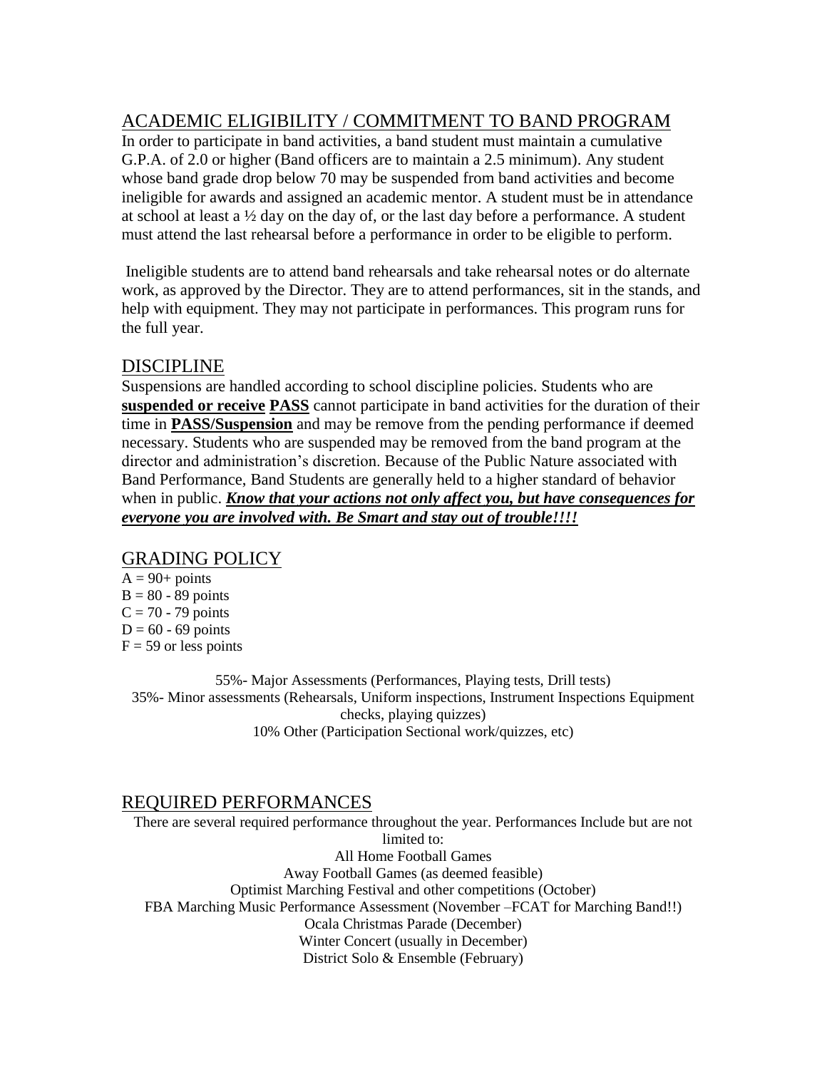## ACADEMIC ELIGIBILITY / COMMITMENT TO BAND PROGRAM

In order to participate in band activities, a band student must maintain a cumulative G.P.A. of 2.0 or higher (Band officers are to maintain a 2.5 minimum). Any student whose band grade drop below 70 may be suspended from band activities and become ineligible for awards and assigned an academic mentor. A student must be in attendance at school at least a ½ day on the day of, or the last day before a performance. A student must attend the last rehearsal before a performance in order to be eligible to perform.

Ineligible students are to attend band rehearsals and take rehearsal notes or do alternate work, as approved by the Director. They are to attend performances, sit in the stands, and help with equipment. They may not participate in performances. This program runs for the full year.

## DISCIPLINE

Suspensions are handled according to school discipline policies. Students who are **suspended or receive** **PASS** cannot participate in band activities for the duration of their time in **PASS/Suspension** and may be remove from the pending performance if deemed necessary. Students who are suspended may be removed from the band program at the director and administration's discretion. Because of the Public Nature associated with Band Performance, Band Students are generally held to a higher standard of behavior when in public. ***Know that your actions not only affect you, but have consequences for everyone you are involved with. Be Smart and stay out of trouble!!!!***

## GRADING POLICY

A = 90+ points
B = 80 - 89 points
C = 70 - 79 points
D = 60 - 69 points
F = 59 or less points

55%- Major Assessments (Performances, Playing tests, Drill tests)
35%- Minor assessments (Rehearsals, Uniform inspections, Instrument Inspections Equipment checks, playing quizzes)
10% Other (Participation Sectional work/quizzes, etc)

## REQUIRED PERFORMANCES

There are several required performance throughout the year. Performances Include but are not limited to:

All Home Football Games
Away Football Games (as deemed feasible)
Optimist Marching Festival and other competitions (October)
FBA Marching Music Performance Assessment (November –FCAT for Marching Band!!)
Ocala Christmas Parade (December)
Winter Concert (usually in December)
District Solo & Ensemble (February)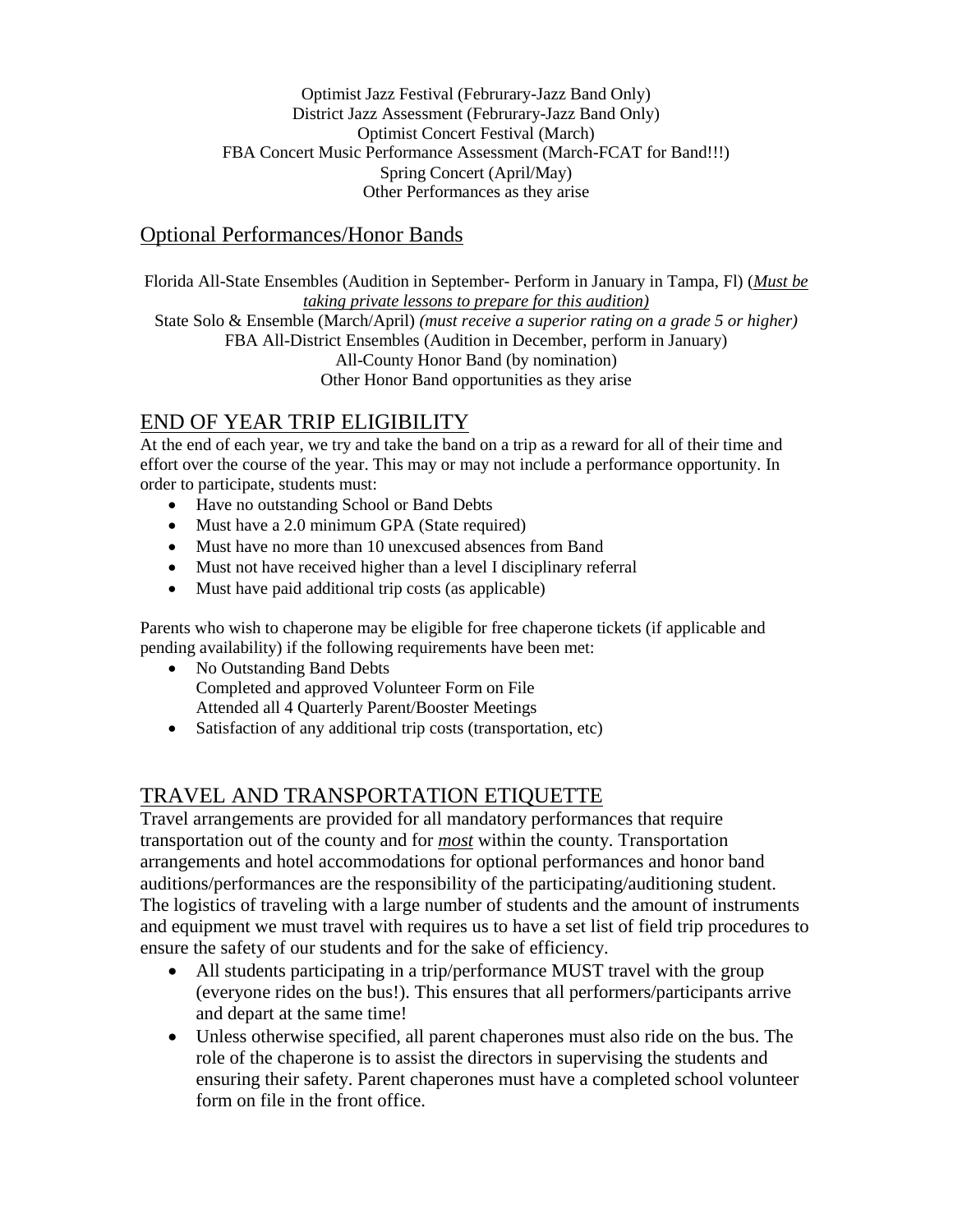Optimist Jazz Festival (Februrary-Jazz Band Only)
District Jazz Assessment (Februrary-Jazz Band Only)
Optimist Concert Festival (March)
FBA Concert Music Performance Assessment (March-FCAT for Band!!!)
Spring Concert (April/May)
Other Performances as they arise

## Optional Performances/Honor Bands

Florida All-State Ensembles (Audition in September- Perform in January in Tampa, Fl) (*Must be taking private lessons to prepare for this audition)*
State Solo & Ensemble (March/April) *(must receive a superior rating on a grade 5 or higher)*
FBA All-District Ensembles (Audition in December, perform in January)
All-County Honor Band (by nomination)
Other Honor Band opportunities as they arise

## END OF YEAR TRIP ELIGIBILITY

At the end of each year, we try and take the band on a trip as a reward for all of their time and effort over the course of the year. This may or may not include a performance opportunity. In order to participate, students must:

- Have no outstanding School or Band Debts
- Must have a 2.0 minimum GPA (State required)
- Must have no more than 10 unexcused absences from Band
- Must not have received higher than a level I disciplinary referral
- Must have paid additional trip costs (as applicable)

Parents who wish to chaperone may be eligible for free chaperone tickets (if applicable and pending availability) if the following requirements have been met:

- No Outstanding Band Debts
  Completed and approved Volunteer Form on File
  Attended all 4 Quarterly Parent/Booster Meetings
- Satisfaction of any additional trip costs (transportation, etc)

## TRAVEL AND TRANSPORTATION ETIQUETTE

Travel arrangements are provided for all mandatory performances that require transportation out of the county and for ***most*** within the county. Transportation arrangements and hotel accommodations for optional performances and honor band auditions/performances are the responsibility of the participating/auditioning student. The logistics of traveling with a large number of students and the amount of instruments and equipment we must travel with requires us to have a set list of field trip procedures to ensure the safety of our students and for the sake of efficiency.

- All students participating in a trip/performance MUST travel with the group (everyone rides on the bus!). This ensures that all performers/participants arrive and depart at the same time!
- Unless otherwise specified, all parent chaperones must also ride on the bus. The role of the chaperone is to assist the directors in supervising the students and ensuring their safety. Parent chaperones must have a completed school volunteer form on file in the front office.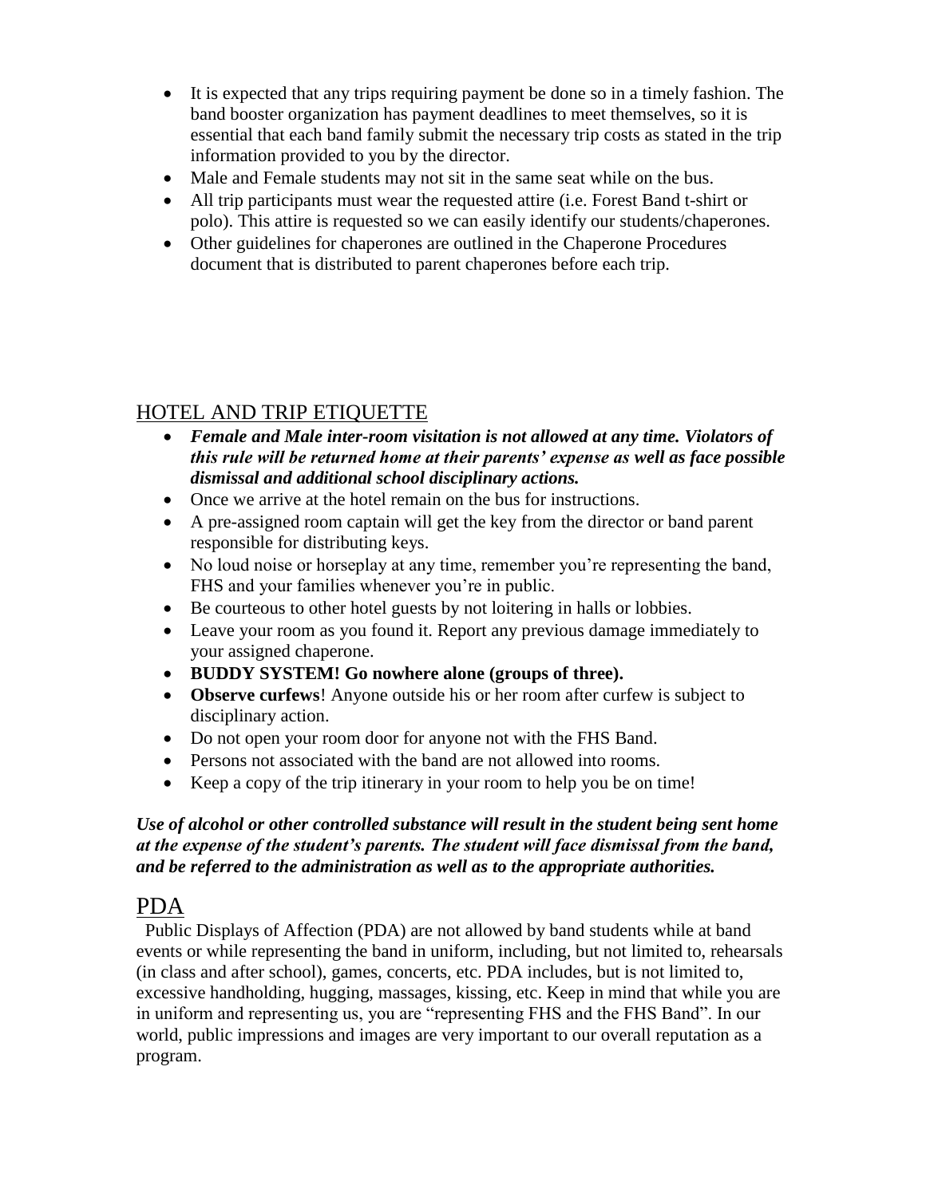- It is expected that any trips requiring payment be done so in a timely fashion. The band booster organization has payment deadlines to meet themselves, so it is essential that each band family submit the necessary trip costs as stated in the trip information provided to you by the director.
- Male and Female students may not sit in the same seat while on the bus.
- All trip participants must wear the requested attire (i.e. Forest Band t-shirt or polo). This attire is requested so we can easily identify our students/chaperones.
- Other guidelines for chaperones are outlined in the Chaperone Procedures document that is distributed to parent chaperones before each trip.

## HOTEL AND TRIP ETIQUETTE

- ***Female and Male inter-room visitation is not allowed at any time. Violators of this rule will be returned home at their parents' expense as well as face possible dismissal and additional school disciplinary actions.***
- Once we arrive at the hotel remain on the bus for instructions.
- A pre-assigned room captain will get the key from the director or band parent responsible for distributing keys.
- No loud noise or horseplay at any time, remember you're representing the band, FHS and your families whenever you're in public.
- Be courteous to other hotel guests by not loitering in halls or lobbies.
- Leave your room as you found it. Report any previous damage immediately to your assigned chaperone.
- **BUDDY SYSTEM! Go nowhere alone (groups of three).**
- **Observe curfews**! Anyone outside his or her room after curfew is subject to disciplinary action.
- Do not open your room door for anyone not with the FHS Band.
- Persons not associated with the band are not allowed into rooms.
- Keep a copy of the trip itinerary in your room to help you be on time!

***Use of alcohol or other controlled substance will result in the student being sent home at the expense of the student's parents. The student will face dismissal from the band, and be referred to the administration as well as to the appropriate authorities.***

## PDA

Public Displays of Affection (PDA) are not allowed by band students while at band events or while representing the band in uniform, including, but not limited to, rehearsals (in class and after school), games, concerts, etc. PDA includes, but is not limited to, excessive handholding, hugging, massages, kissing, etc. Keep in mind that while you are in uniform and representing us, you are "representing FHS and the FHS Band". In our world, public impressions and images are very important to our overall reputation as a program.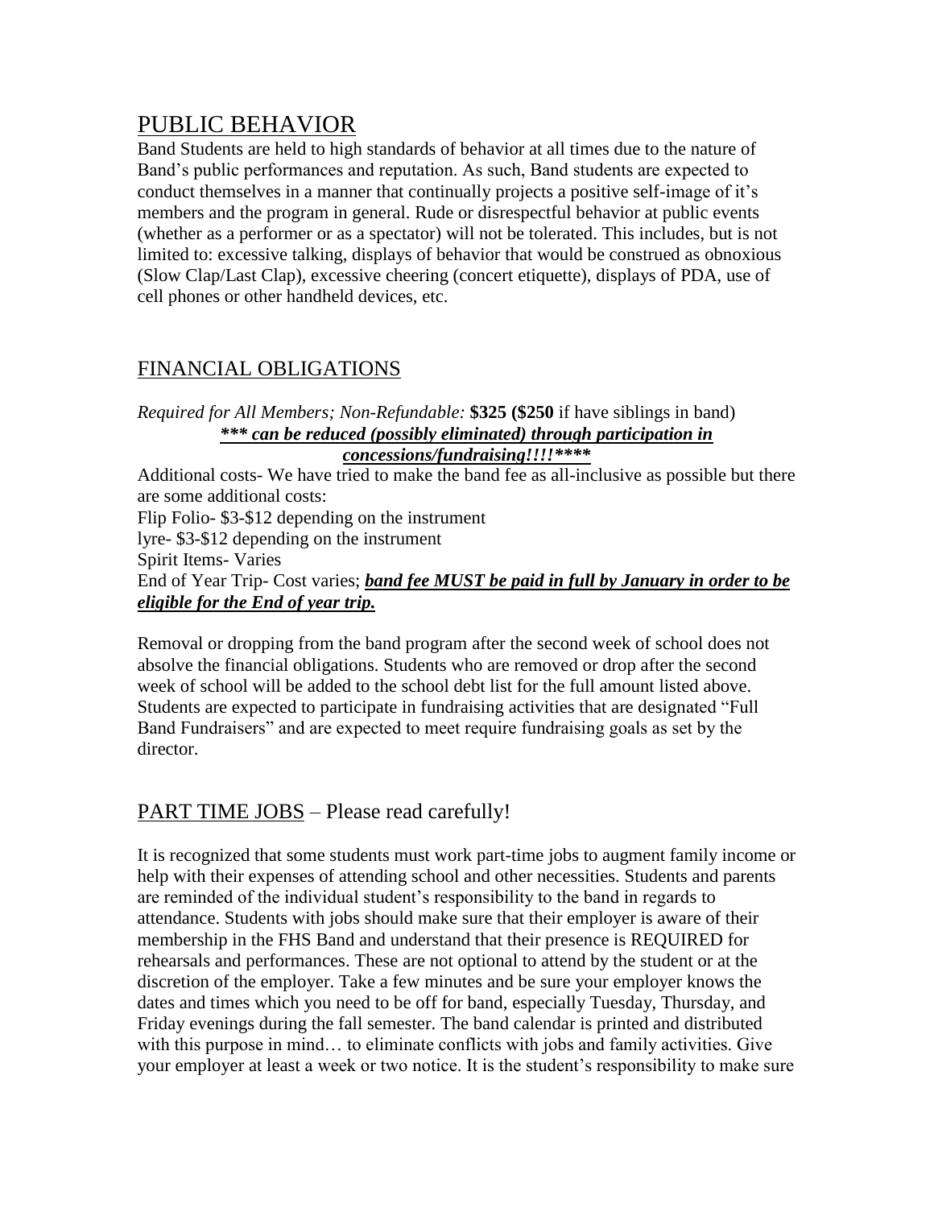## PUBLIC BEHAVIOR

Band Students are held to high standards of behavior at all times due to the nature of Band's public performances and reputation. As such, Band students are expected to conduct themselves in a manner that continually projects a positive self-image of it's members and the program in general. Rude or disrespectful behavior at public events (whether as a performer or as a spectator) will not be tolerated. This includes, but is not limited to: excessive talking, displays of behavior that would be construed as obnoxious (Slow Clap/Last Clap), excessive cheering (concert etiquette), displays of PDA, use of cell phones or other handheld devices, etc.

## FINANCIAL OBLIGATIONS

*Required for All Members; Non-Refundable:* **$325 ($250** if have siblings in band)

***<u>*** can be reduced (possibly eliminated) through participation in concessions/fundraising!!!!****</u>***

Additional costs- We have tried to make the band fee as all-inclusive as possible but there are some additional costs:

Flip Folio- $3-$12 depending on the instrument

lyre- $3-$12 depending on the instrument

Spirit Items- Varies

End of Year Trip- Cost varies; ***<u>band fee MUST be paid in full by January in order to be eligible for the End of year trip.</u>***

Removal or dropping from the band program after the second week of school does not absolve the financial obligations. Students who are removed or drop after the second week of school will be added to the school debt list for the full amount listed above. Students are expected to participate in fundraising activities that are designated "Full Band Fundraisers" and are expected to meet require fundraising goals as set by the director.

## PART TIME JOBS – Please read carefully!

It is recognized that some students must work part-time jobs to augment family income or help with their expenses of attending school and other necessities. Students and parents are reminded of the individual student's responsibility to the band in regards to attendance. Students with jobs should make sure that their employer is aware of their membership in the FHS Band and understand that their presence is REQUIRED for rehearsals and performances. These are not optional to attend by the student or at the discretion of the employer. Take a few minutes and be sure your employer knows the dates and times which you need to be off for band, especially Tuesday, Thursday, and Friday evenings during the fall semester. The band calendar is printed and distributed with this purpose in mind… to eliminate conflicts with jobs and family activities. Give your employer at least a week or two notice. It is the student's responsibility to make sure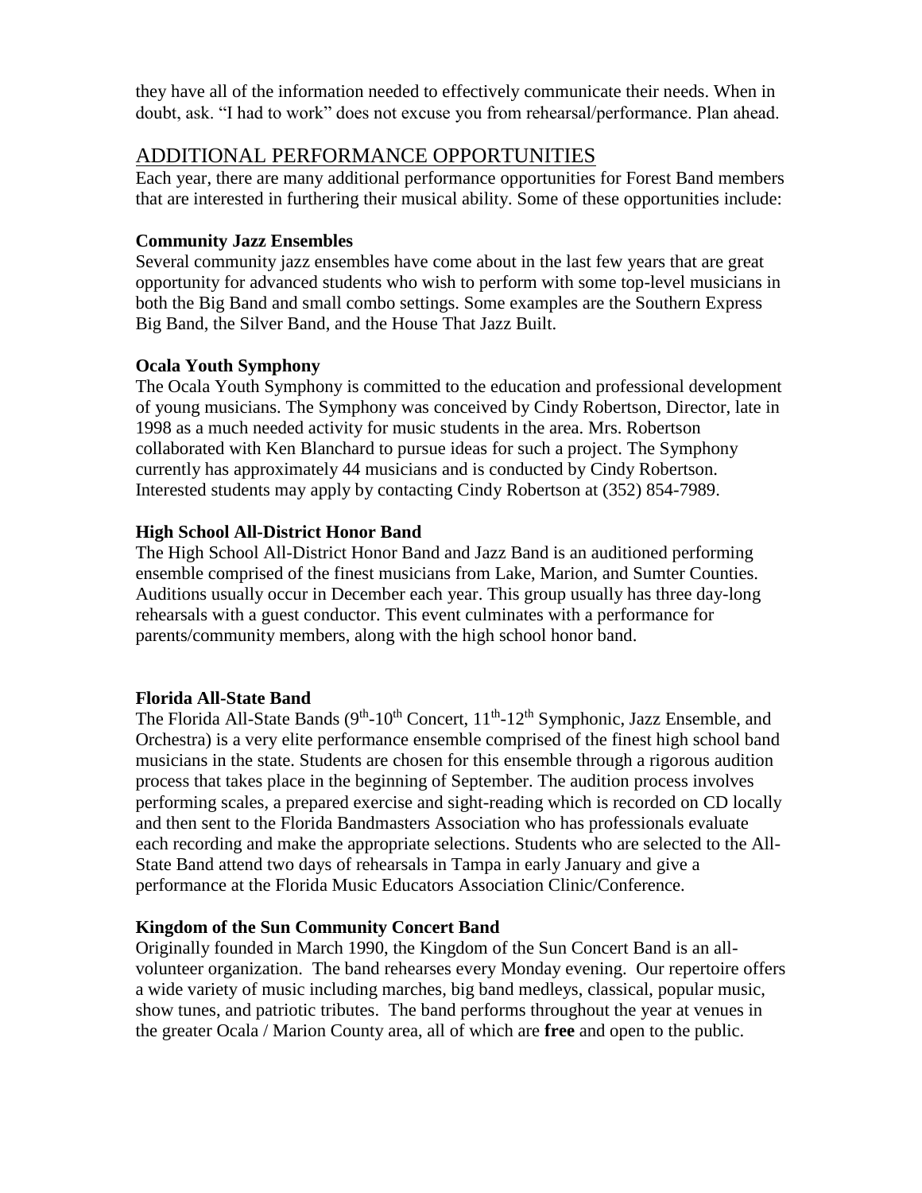they have all of the information needed to effectively communicate their needs. When in doubt, ask. "I had to work" does not excuse you from rehearsal/performance. Plan ahead.

## ADDITIONAL PERFORMANCE OPPORTUNITIES

Each year, there are many additional performance opportunities for Forest Band members that are interested in furthering their musical ability. Some of these opportunities include:

**Community Jazz Ensembles**

Several community jazz ensembles have come about in the last few years that are great opportunity for advanced students who wish to perform with some top-level musicians in both the Big Band and small combo settings. Some examples are the Southern Express Big Band, the Silver Band, and the House That Jazz Built.

**Ocala Youth Symphony**

The Ocala Youth Symphony is committed to the education and professional development of young musicians. The Symphony was conceived by Cindy Robertson, Director, late in 1998 as a much needed activity for music students in the area. Mrs. Robertson collaborated with Ken Blanchard to pursue ideas for such a project. The Symphony currently has approximately 44 musicians and is conducted by Cindy Robertson. Interested students may apply by contacting Cindy Robertson at (352) 854-7989.

**High School All-District Honor Band**

The High School All-District Honor Band and Jazz Band is an auditioned performing ensemble comprised of the finest musicians from Lake, Marion, and Sumter Counties. Auditions usually occur in December each year. This group usually has three day-long rehearsals with a guest conductor. This event culminates with a performance for parents/community members, along with the high school honor band.

**Florida All-State Band**

The Florida All-State Bands (9th-10th Concert, 11th-12th Symphonic, Jazz Ensemble, and Orchestra) is a very elite performance ensemble comprised of the finest high school band musicians in the state. Students are chosen for this ensemble through a rigorous audition process that takes place in the beginning of September. The audition process involves performing scales, a prepared exercise and sight-reading which is recorded on CD locally and then sent to the Florida Bandmasters Association who has professionals evaluate each recording and make the appropriate selections. Students who are selected to the All-State Band attend two days of rehearsals in Tampa in early January and give a performance at the Florida Music Educators Association Clinic/Conference.

**Kingdom of the Sun Community Concert Band**

Originally founded in March 1990, the Kingdom of the Sun Concert Band is an all-volunteer organization. The band rehearses every Monday evening. Our repertoire offers a wide variety of music including marches, big band medleys, classical, popular music, show tunes, and patriotic tributes. The band performs throughout the year at venues in the greater Ocala / Marion County area, all of which are **free** and open to the public.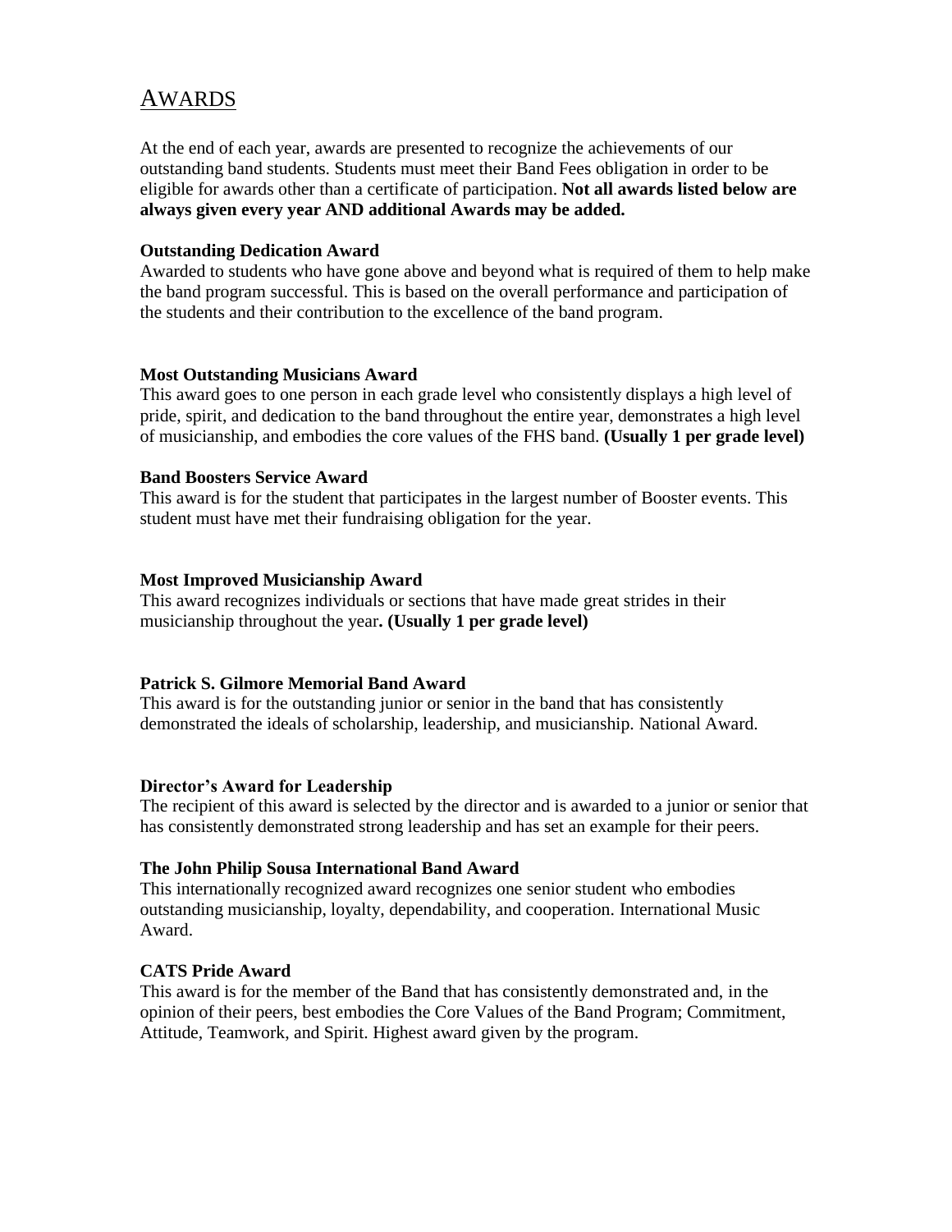## AWARDS

At the end of each year, awards are presented to recognize the achievements of our outstanding band students. Students must meet their Band Fees obligation in order to be eligible for awards other than a certificate of participation. **Not all awards listed below are always given every year AND additional Awards may be added.**

**Outstanding Dedication Award**
Awarded to students who have gone above and beyond what is required of them to help make the band program successful. This is based on the overall performance and participation of the students and their contribution to the excellence of the band program.

**Most Outstanding Musicians Award**
This award goes to one person in each grade level who consistently displays a high level of pride, spirit, and dedication to the band throughout the entire year, demonstrates a high level of musicianship, and embodies the core values of the FHS band. **(Usually 1 per grade level)**

**Band Boosters Service Award**
This award is for the student that participates in the largest number of Booster events. This student must have met their fundraising obligation for the year.

**Most Improved Musicianship Award**
This award recognizes individuals or sections that have made great strides in their musicianship throughout the year**. (Usually 1 per grade level)**

**Patrick S. Gilmore Memorial Band Award**
This award is for the outstanding junior or senior in the band that has consistently demonstrated the ideals of scholarship, leadership, and musicianship. National Award.

**Director's Award for Leadership**
The recipient of this award is selected by the director and is awarded to a junior or senior that has consistently demonstrated strong leadership and has set an example for their peers.

**The John Philip Sousa International Band Award**
This internationally recognized award recognizes one senior student who embodies outstanding musicianship, loyalty, dependability, and cooperation. International Music Award.

**CATS Pride Award**
This award is for the member of the Band that has consistently demonstrated and, in the opinion of their peers, best embodies the Core Values of the Band Program; Commitment, Attitude, Teamwork, and Spirit. Highest award given by the program.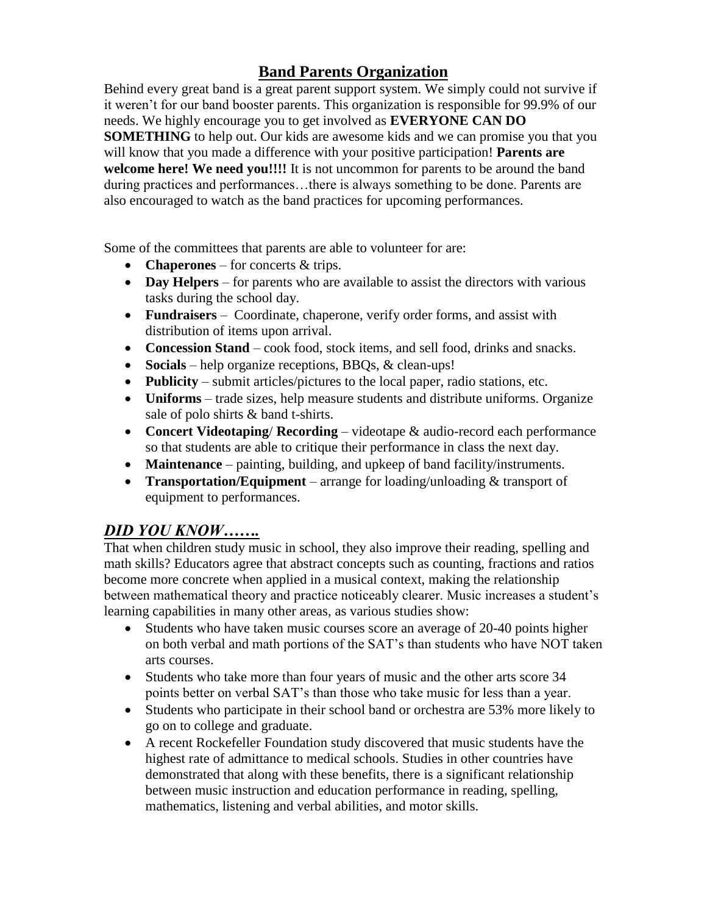## Band Parents Organization

Behind every great band is a great parent support system. We simply could not survive if it weren't for our band booster parents. This organization is responsible for 99.9% of our needs. We highly encourage you to get involved as **EVERYONE CAN DO SOMETHING** to help out. Our kids are awesome kids and we can promise you that you will know that you made a difference with your positive participation! **Parents are welcome here! We need you!!!!** It is not uncommon for parents to be around the band during practices and performances…there is always something to be done. Parents are also encouraged to watch as the band practices for upcoming performances.

Some of the committees that parents are able to volunteer for are:

- **Chaperones** – for concerts & trips.
- **Day Helpers** – for parents who are available to assist the directors with various tasks during the school day.
- **Fundraisers** – Coordinate, chaperone, verify order forms, and assist with distribution of items upon arrival.
- **Concession Stand** – cook food, stock items, and sell food, drinks and snacks.
- **Socials** – help organize receptions, BBQs, & clean-ups!
- **Publicity** – submit articles/pictures to the local paper, radio stations, etc.
- **Uniforms** – trade sizes, help measure students and distribute uniforms. Organize sale of polo shirts & band t-shirts.
- **Concert Videotaping**/ **Recording** – videotape & audio-record each performance so that students are able to critique their performance in class the next day.
- **Maintenance** – painting, building, and upkeep of band facility/instruments.
- **Transportation/Equipment** – arrange for loading/unloading & transport of equipment to performances.

## *DID YOU KNOW…….*

That when children study music in school, they also improve their reading, spelling and math skills? Educators agree that abstract concepts such as counting, fractions and ratios become more concrete when applied in a musical context, making the relationship between mathematical theory and practice noticeably clearer. Music increases a student's learning capabilities in many other areas, as various studies show:

- Students who have taken music courses score an average of 20-40 points higher on both verbal and math portions of the SAT's than students who have NOT taken arts courses.
- Students who take more than four years of music and the other arts score 34 points better on verbal SAT's than those who take music for less than a year.
- Students who participate in their school band or orchestra are 53% more likely to go on to college and graduate.
- A recent Rockefeller Foundation study discovered that music students have the highest rate of admittance to medical schools. Studies in other countries have demonstrated that along with these benefits, there is a significant relationship between music instruction and education performance in reading, spelling, mathematics, listening and verbal abilities, and motor skills.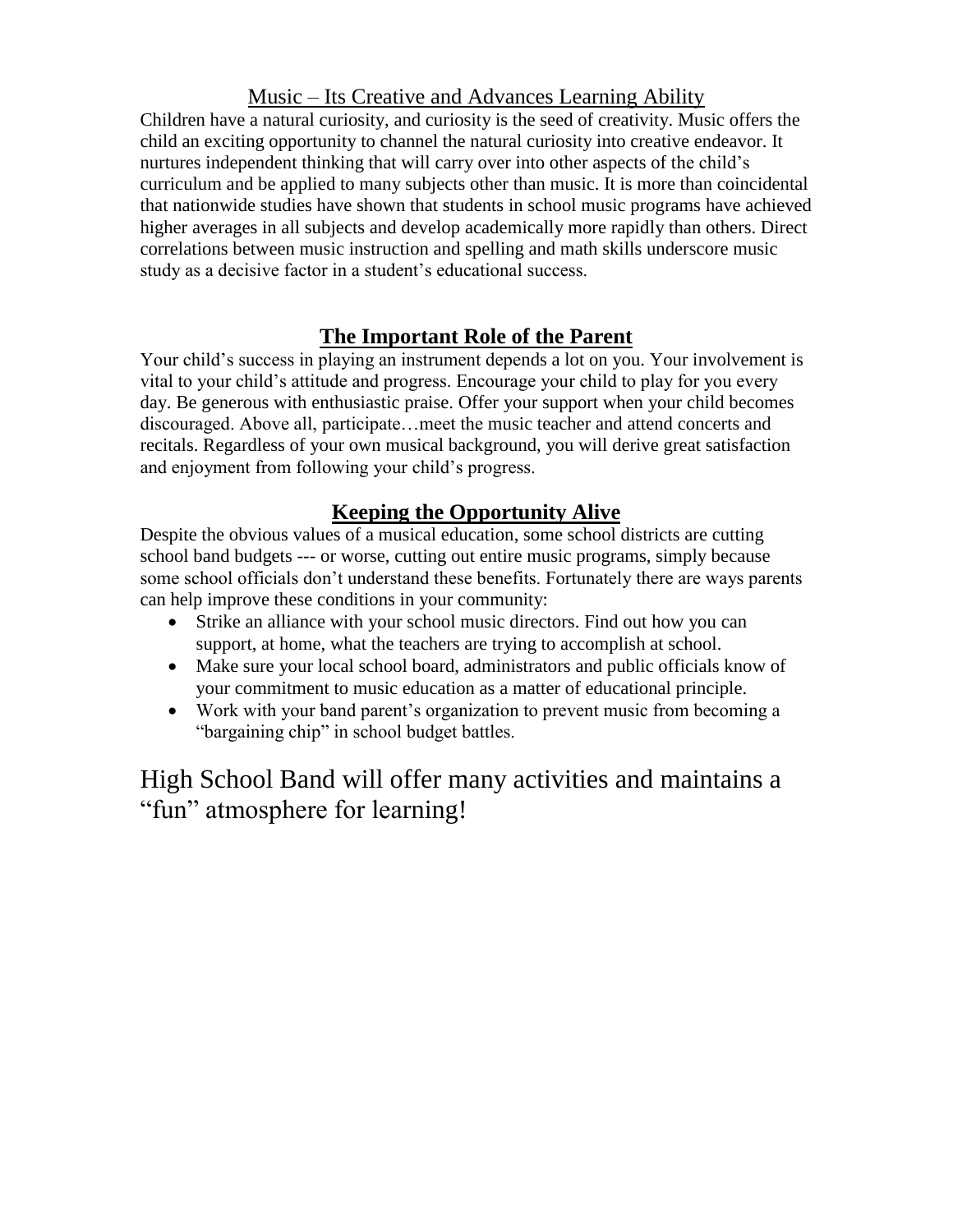## Music – Its Creative and Advances Learning Ability

Children have a natural curiosity, and curiosity is the seed of creativity. Music offers the child an exciting opportunity to channel the natural curiosity into creative endeavor. It nurtures independent thinking that will carry over into other aspects of the child's curriculum and be applied to many subjects other than music. It is more than coincidental that nationwide studies have shown that students in school music programs have achieved higher averages in all subjects and develop academically more rapidly than others. Direct correlations between music instruction and spelling and math skills underscore music study as a decisive factor in a student's educational success.

## The Important Role of the Parent

Your child's success in playing an instrument depends a lot on you. Your involvement is vital to your child's attitude and progress. Encourage your child to play for you every day. Be generous with enthusiastic praise. Offer your support when your child becomes discouraged. Above all, participate…meet the music teacher and attend concerts and recitals. Regardless of your own musical background, you will derive great satisfaction and enjoyment from following your child's progress.

## Keeping the Opportunity Alive

Despite the obvious values of a musical education, some school districts are cutting school band budgets --- or worse, cutting out entire music programs, simply because some school officials don't understand these benefits. Fortunately there are ways parents can help improve these conditions in your community:

- Strike an alliance with your school music directors. Find out how you can support, at home, what the teachers are trying to accomplish at school.
- Make sure your local school board, administrators and public officials know of your commitment to music education as a matter of educational principle.
- Work with your band parent's organization to prevent music from becoming a "bargaining chip" in school budget battles.

High School Band will offer many activities and maintains a "fun" atmosphere for learning!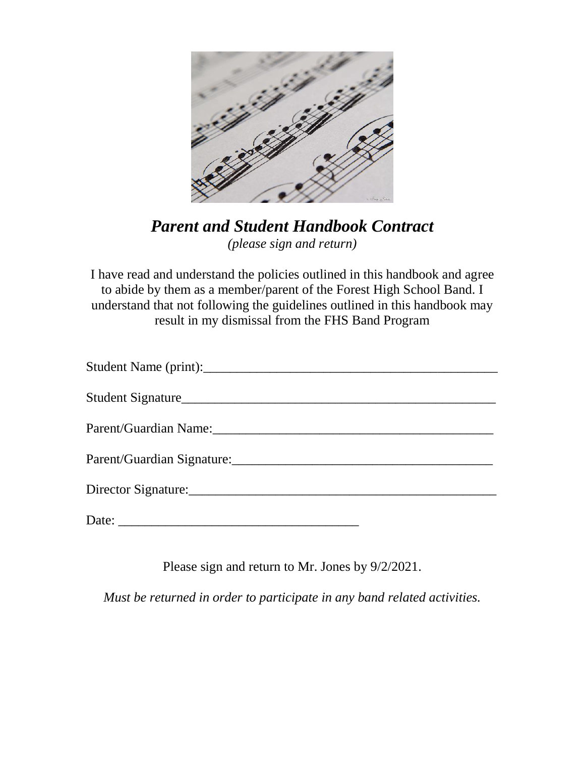***Parent and Student Handbook Contract***

*(please sign and return)*

I have read and understand the policies outlined in this handbook and agree to abide by them as a member/parent of the Forest High School Band. I understand that not following the guidelines outlined in this handbook may result in my dismissal from the FHS Band Program

Student Name (print):_____________________________________________

Student Signature_________________________________________________

Parent/Guardian Name:___________________________________________

Parent/Guardian Signature:_______________________________________

Director Signature:_______________________________________________

Date: ___________________________________

Please sign and return to Mr. Jones by 9/2/2021.

*Must be returned in order to participate in any band related activities.*